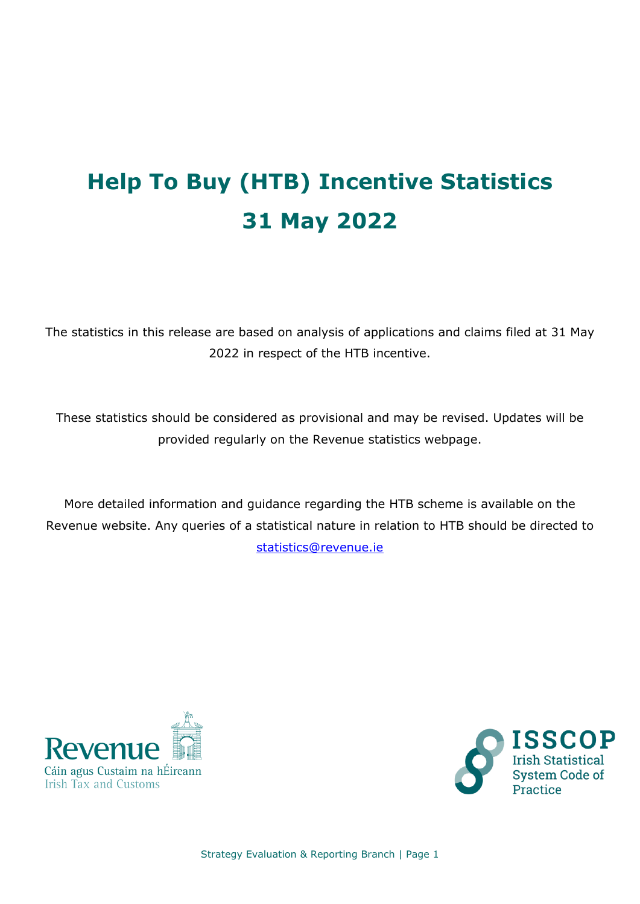# Help To Buy (HTB) Incentive Statistics
# 31 May 2022

The statistics in this release are based on analysis of applications and claims filed at 31 May 2022 in respect of the HTB incentive.

These statistics should be considered as provisional and may be revised. Updates will be provided regularly on the Revenue statistics webpage.

More detailed information and guidance regarding the HTB scheme is available on the Revenue website. Any queries of a statistical nature in relation to HTB should be directed to statistics@revenue.ie

Revenue
Cáin agus Custaim na hÉireann
Irish Tax and Customs

ISSCOP
Irish Statistical System Code of Practice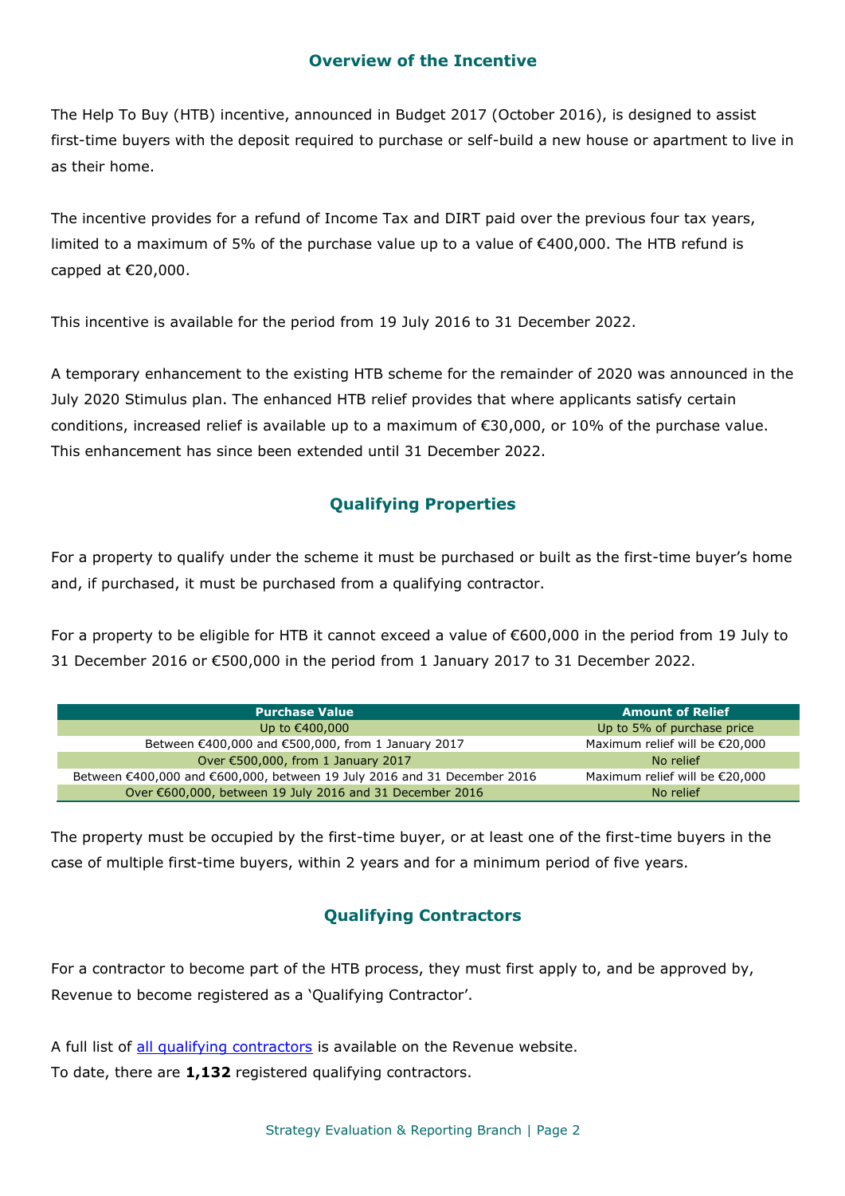## Overview of the Incentive

The Help To Buy (HTB) incentive, announced in Budget 2017 (October 2016), is designed to assist first-time buyers with the deposit required to purchase or self-build a new house or apartment to live in as their home.

The incentive provides for a refund of Income Tax and DIRT paid over the previous four tax years, limited to a maximum of 5% of the purchase value up to a value of €400,000. The HTB refund is capped at €20,000.

This incentive is available for the period from 19 July 2016 to 31 December 2022.

A temporary enhancement to the existing HTB scheme for the remainder of 2020 was announced in the July 2020 Stimulus plan. The enhanced HTB relief provides that where applicants satisfy certain conditions, increased relief is available up to a maximum of €30,000, or 10% of the purchase value. This enhancement has since been extended until 31 December 2022.

## Qualifying Properties

For a property to qualify under the scheme it must be purchased or built as the first-time buyer's home and, if purchased, it must be purchased from a qualifying contractor.

For a property to be eligible for HTB it cannot exceed a value of €600,000 in the period from 19 July to 31 December 2016 or €500,000 in the period from 1 January 2017 to 31 December 2022.

| Purchase Value | Amount of Relief |
|---|---|
| Up to €400,000 | Up to 5% of purchase price |
| Between €400,000 and €500,000, from 1 January 2017 | Maximum relief will be €20,000 |
| Over €500,000, from 1 January 2017 | No relief |
| Between €400,000 and €600,000, between 19 July 2016 and 31 December 2016 | Maximum relief will be €20,000 |
| Over €600,000, between 19 July 2016 and 31 December 2016 | No relief |

The property must be occupied by the first-time buyer, or at least one of the first-time buyers in the case of multiple first-time buyers, within 2 years and for a minimum period of five years.

## Qualifying Contractors

For a contractor to become part of the HTB process, they must first apply to, and be approved by, Revenue to become registered as a 'Qualifying Contractor'.

A full list of all qualifying contractors is available on the Revenue website.
To date, there are **1,132** registered qualifying contractors.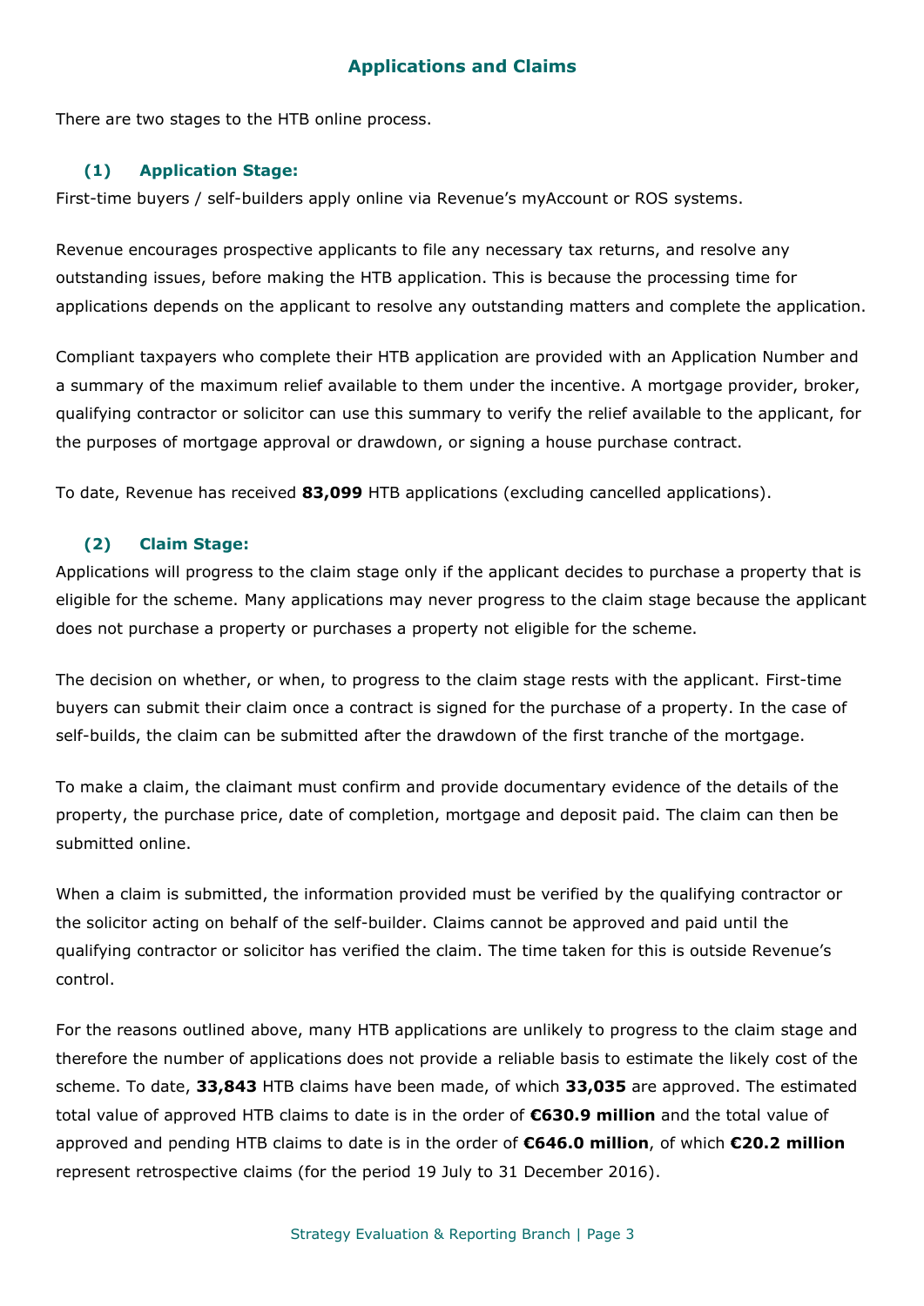## Applications and Claims

There are two stages to the HTB online process.

### (1) Application Stage:

First-time buyers / self-builders apply online via Revenue's myAccount or ROS systems.

Revenue encourages prospective applicants to file any necessary tax returns, and resolve any outstanding issues, before making the HTB application. This is because the processing time for applications depends on the applicant to resolve any outstanding matters and complete the application.

Compliant taxpayers who complete their HTB application are provided with an Application Number and a summary of the maximum relief available to them under the incentive. A mortgage provider, broker, qualifying contractor or solicitor can use this summary to verify the relief available to the applicant, for the purposes of mortgage approval or drawdown, or signing a house purchase contract.

To date, Revenue has received **83,099** HTB applications (excluding cancelled applications).

### (2) Claim Stage:

Applications will progress to the claim stage only if the applicant decides to purchase a property that is eligible for the scheme. Many applications may never progress to the claim stage because the applicant does not purchase a property or purchases a property not eligible for the scheme.

The decision on whether, or when, to progress to the claim stage rests with the applicant. First-time buyers can submit their claim once a contract is signed for the purchase of a property. In the case of self-builds, the claim can be submitted after the drawdown of the first tranche of the mortgage.

To make a claim, the claimant must confirm and provide documentary evidence of the details of the property, the purchase price, date of completion, mortgage and deposit paid. The claim can then be submitted online.

When a claim is submitted, the information provided must be verified by the qualifying contractor or the solicitor acting on behalf of the self-builder. Claims cannot be approved and paid until the qualifying contractor or solicitor has verified the claim. The time taken for this is outside Revenue's control.

For the reasons outlined above, many HTB applications are unlikely to progress to the claim stage and therefore the number of applications does not provide a reliable basis to estimate the likely cost of the scheme. To date, **33,843** HTB claims have been made, of which **33,035** are approved. The estimated total value of approved HTB claims to date is in the order of **€630.9 million** and the total value of approved and pending HTB claims to date is in the order of **€646.0 million**, of which **€20.2 million** represent retrospective claims (for the period 19 July to 31 December 2016).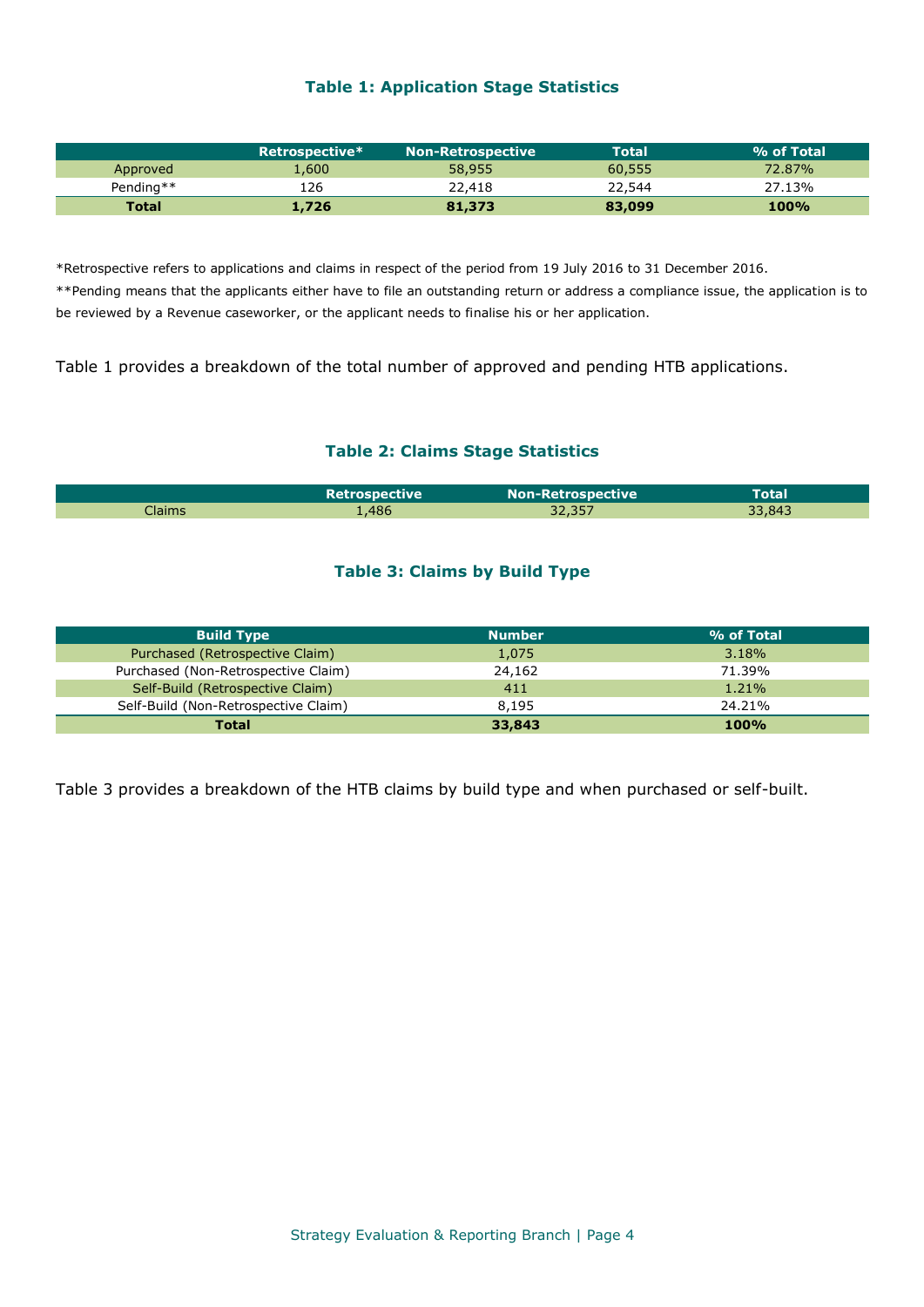### Table 1: Application Stage Statistics

| | Retrospective* | Non-Retrospective | Total | % of Total |
|---|---|---|---|---|
| Approved | 1,600 | 58,955 | 60,555 | 72.87% |
| Pending** | 126 | 22,418 | 22,544 | 27.13% |
| **Total** | **1,726** | **81,373** | **83,099** | **100%** |

*Retrospective refers to applications and claims in respect of the period from 19 July 2016 to 31 December 2016.

**Pending means that the applicants either have to file an outstanding return or address a compliance issue, the application is to be reviewed by a Revenue caseworker, or the applicant needs to finalise his or her application.

Table 1 provides a breakdown of the total number of approved and pending HTB applications.

### Table 2: Claims Stage Statistics

| | Retrospective | Non-Retrospective | Total |
|---|---|---|---|
| Claims | 1,486 | 32,357 | 33,843 |

### Table 3: Claims by Build Type

| Build Type | Number | % of Total |
|---|---|---|
| Purchased (Retrospective Claim) | 1,075 | 3.18% |
| Purchased (Non-Retrospective Claim) | 24,162 | 71.39% |
| Self-Build (Retrospective Claim) | 411 | 1.21% |
| Self-Build (Non-Retrospective Claim) | 8,195 | 24.21% |
| **Total** | **33,843** | **100%** |

Table 3 provides a breakdown of the HTB claims by build type and when purchased or self-built.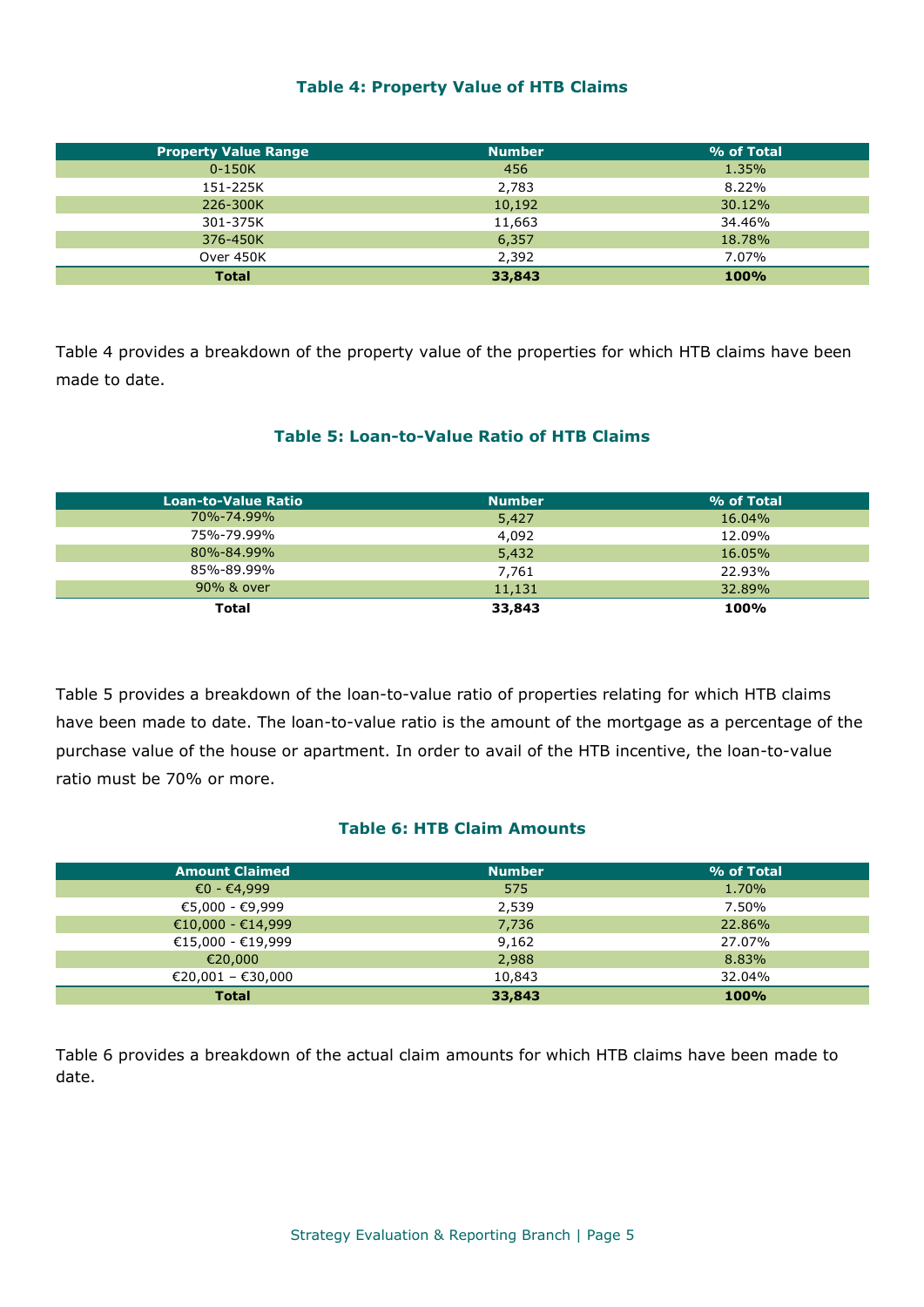### Table 4: Property Value of HTB Claims

| Property Value Range | Number | % of Total |
|---|---|---|
| 0-150K | 456 | 1.35% |
| 151-225K | 2,783 | 8.22% |
| 226-300K | 10,192 | 30.12% |
| 301-375K | 11,663 | 34.46% |
| 376-450K | 6,357 | 18.78% |
| Over 450K | 2,392 | 7.07% |
| **Total** | **33,843** | **100%** |

Table 4 provides a breakdown of the property value of the properties for which HTB claims have been made to date.

### Table 5: Loan-to-Value Ratio of HTB Claims

| Loan-to-Value Ratio | Number | % of Total |
|---|---|---|
| 70%-74.99% | 5,427 | 16.04% |
| 75%-79.99% | 4,092 | 12.09% |
| 80%-84.99% | 5,432 | 16.05% |
| 85%-89.99% | 7,761 | 22.93% |
| 90% & over | 11,131 | 32.89% |
| **Total** | **33,843** | **100%** |

Table 5 provides a breakdown of the loan-to-value ratio of properties relating for which HTB claims have been made to date. The loan-to-value ratio is the amount of the mortgage as a percentage of the purchase value of the house or apartment. In order to avail of the HTB incentive, the loan-to-value ratio must be 70% or more.

### Table 6: HTB Claim Amounts

| Amount Claimed | Number | % of Total |
|---|---|---|
| €0 - €4,999 | 575 | 1.70% |
| €5,000 - €9,999 | 2,539 | 7.50% |
| €10,000 - €14,999 | 7,736 | 22.86% |
| €15,000 - €19,999 | 9,162 | 27.07% |
| €20,000 | 2,988 | 8.83% |
| €20,001 – €30,000 | 10,843 | 32.04% |
| **Total** | **33,843** | **100%** |

Table 6 provides a breakdown of the actual claim amounts for which HTB claims have been made to date.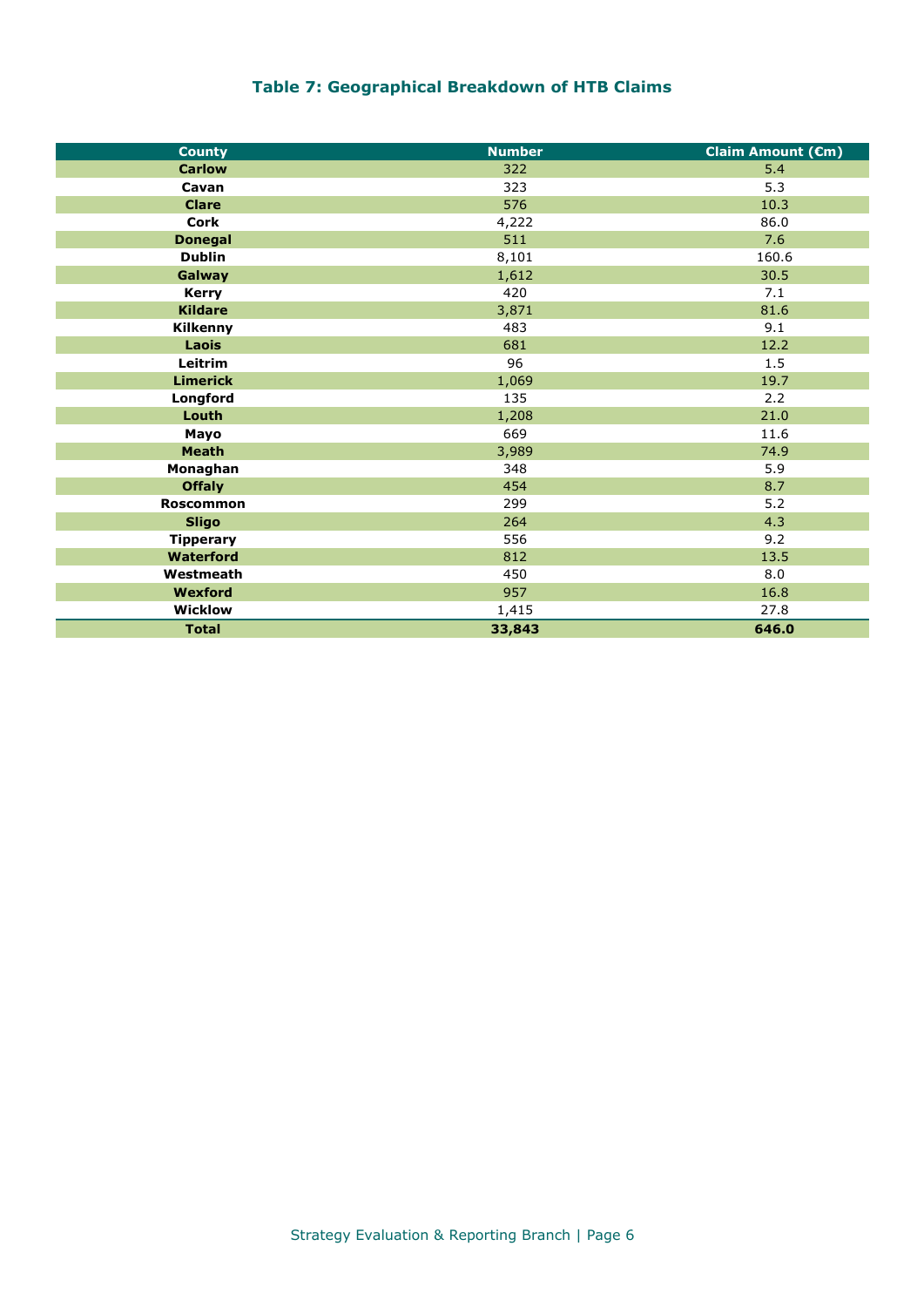### Table 7: Geographical Breakdown of HTB Claims

| County | Number | Claim Amount (€m) |
|---|---|---|
| **Carlow** | 322 | 5.4 |
| **Cavan** | 323 | 5.3 |
| **Clare** | 576 | 10.3 |
| **Cork** | 4,222 | 86.0 |
| **Donegal** | 511 | 7.6 |
| **Dublin** | 8,101 | 160.6 |
| **Galway** | 1,612 | 30.5 |
| **Kerry** | 420 | 7.1 |
| **Kildare** | 3,871 | 81.6 |
| **Kilkenny** | 483 | 9.1 |
| **Laois** | 681 | 12.2 |
| **Leitrim** | 96 | 1.5 |
| **Limerick** | 1,069 | 19.7 |
| **Longford** | 135 | 2.2 |
| **Louth** | 1,208 | 21.0 |
| **Mayo** | 669 | 11.6 |
| **Meath** | 3,989 | 74.9 |
| **Monaghan** | 348 | 5.9 |
| **Offaly** | 454 | 8.7 |
| **Roscommon** | 299 | 5.2 |
| **Sligo** | 264 | 4.3 |
| **Tipperary** | 556 | 9.2 |
| **Waterford** | 812 | 13.5 |
| **Westmeath** | 450 | 8.0 |
| **Wexford** | 957 | 16.8 |
| **Wicklow** | 1,415 | 27.8 |
| **Total** | **33,843** | **646.0** |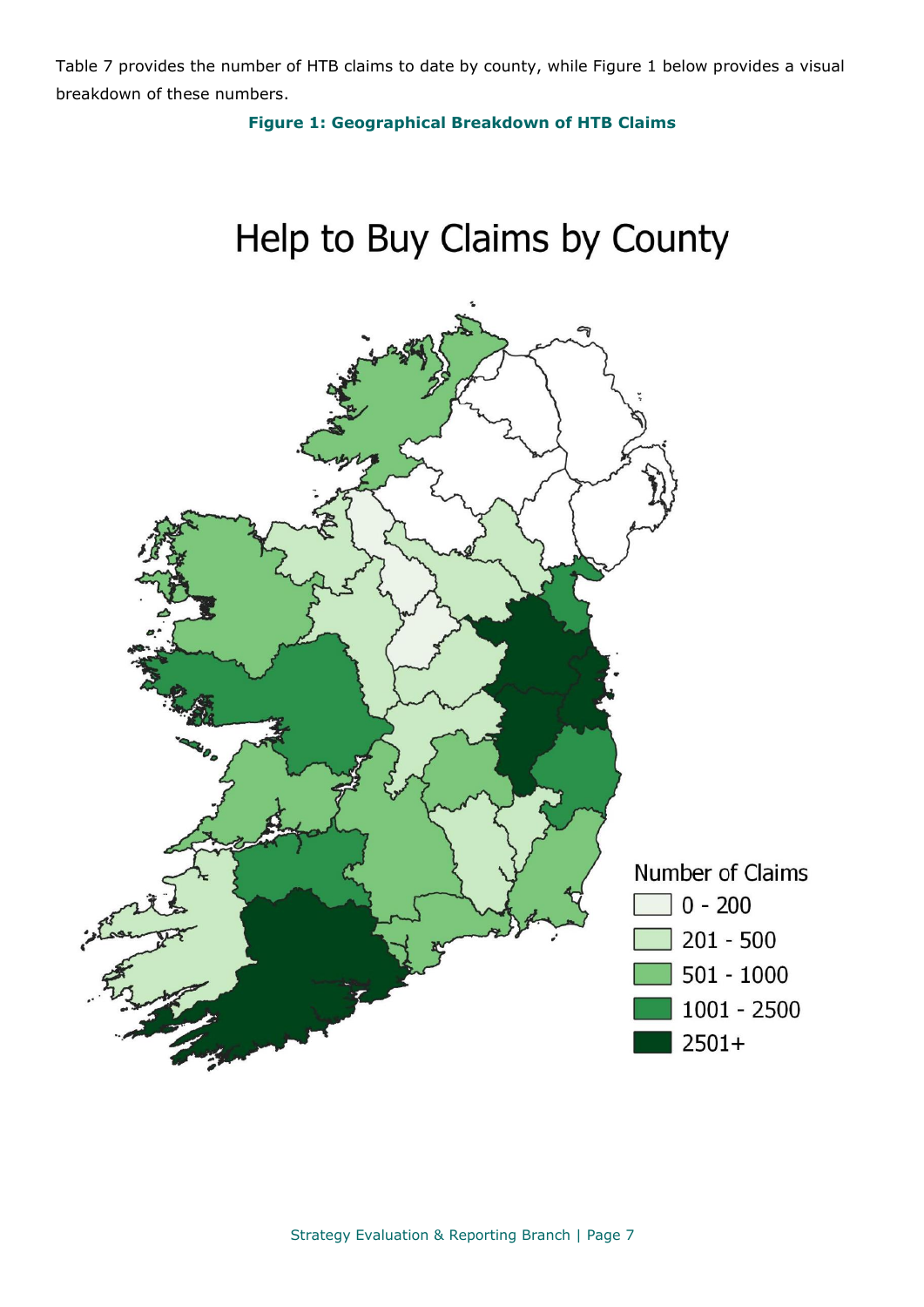Table 7 provides the number of HTB claims to date by county, while Figure 1 below provides a visual breakdown of these numbers.

**Figure 1: Geographical Breakdown of HTB Claims**

Help to Buy Claims by County

Number of Claims

0 - 200

201 - 500

501 - 1000

1001 - 2500

2501+